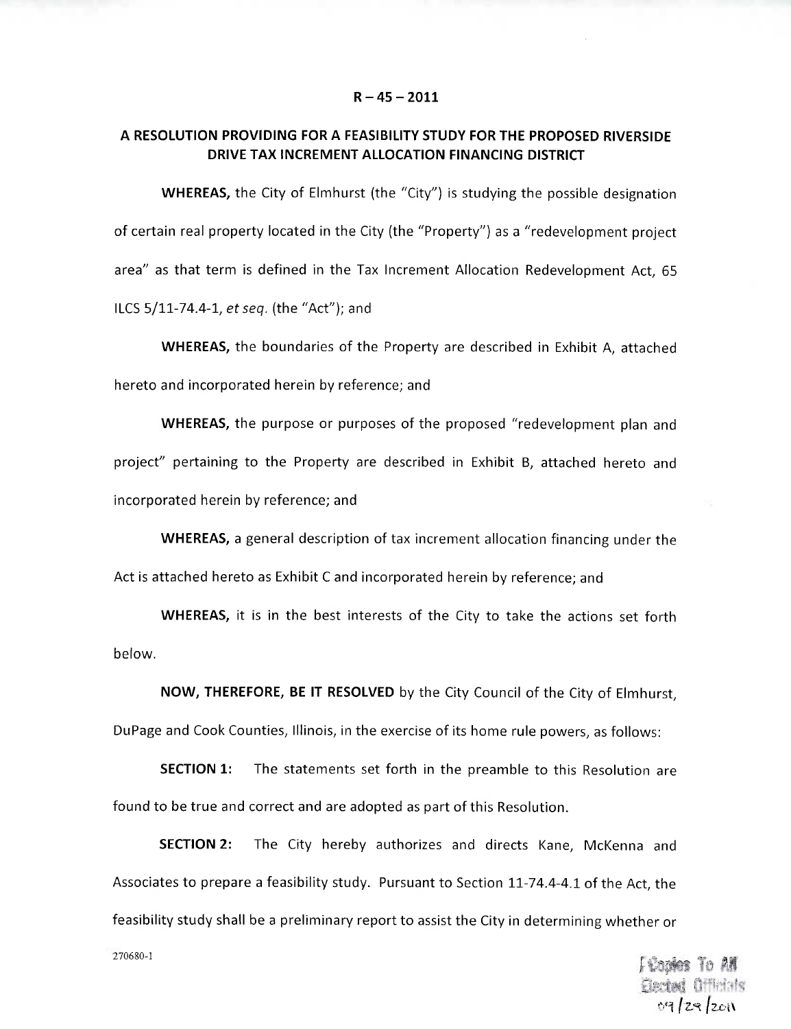**R – 45 – 2011**

**A RESOLUTION PROVIDING FOR A FEASIBILITY STUDY FOR THE PROPOSED RIVERSIDE DRIVE TAX INCREMENT ALLOCATION FINANCING DISTRICT**

**WHEREAS,** the City of Elmhurst (the "City") is studying the possible designation of certain real property located in the City (the "Property") as a "redevelopment project area" as that term is defined in the Tax Increment Allocation Redevelopment Act, 65 ILCS 5/11-74.4-1, *et seq.* (the "Act"); and

**WHEREAS,** the boundaries of the Property are described in Exhibit A, attached hereto and incorporated herein by reference; and

**WHEREAS,** the purpose or purposes of the proposed "redevelopment plan and project" pertaining to the Property are described in Exhibit B, attached hereto and incorporated herein by reference; and

**WHEREAS,** a general description of tax increment allocation financing under the Act is attached hereto as Exhibit C and incorporated herein by reference; and

**WHEREAS,** it is in the best interests of the City to take the actions set forth below.

**NOW, THEREFORE, BE IT RESOLVED** by the City Council of the City of Elmhurst, DuPage and Cook Counties, Illinois, in the exercise of its home rule powers, as follows:

**SECTION 1:** The statements set forth in the preamble to this Resolution are found to be true and correct and are adopted as part of this Resolution.

**SECTION 2:** The City hereby authorizes and directs Kane, McKenna and Associates to prepare a feasibility study. Pursuant to Section 11-74.4-4.1 of the Act, the feasibility study shall be a preliminary report to assist the City in determining whether or

270680-1

Copies To All Elected Officials 09/29/2011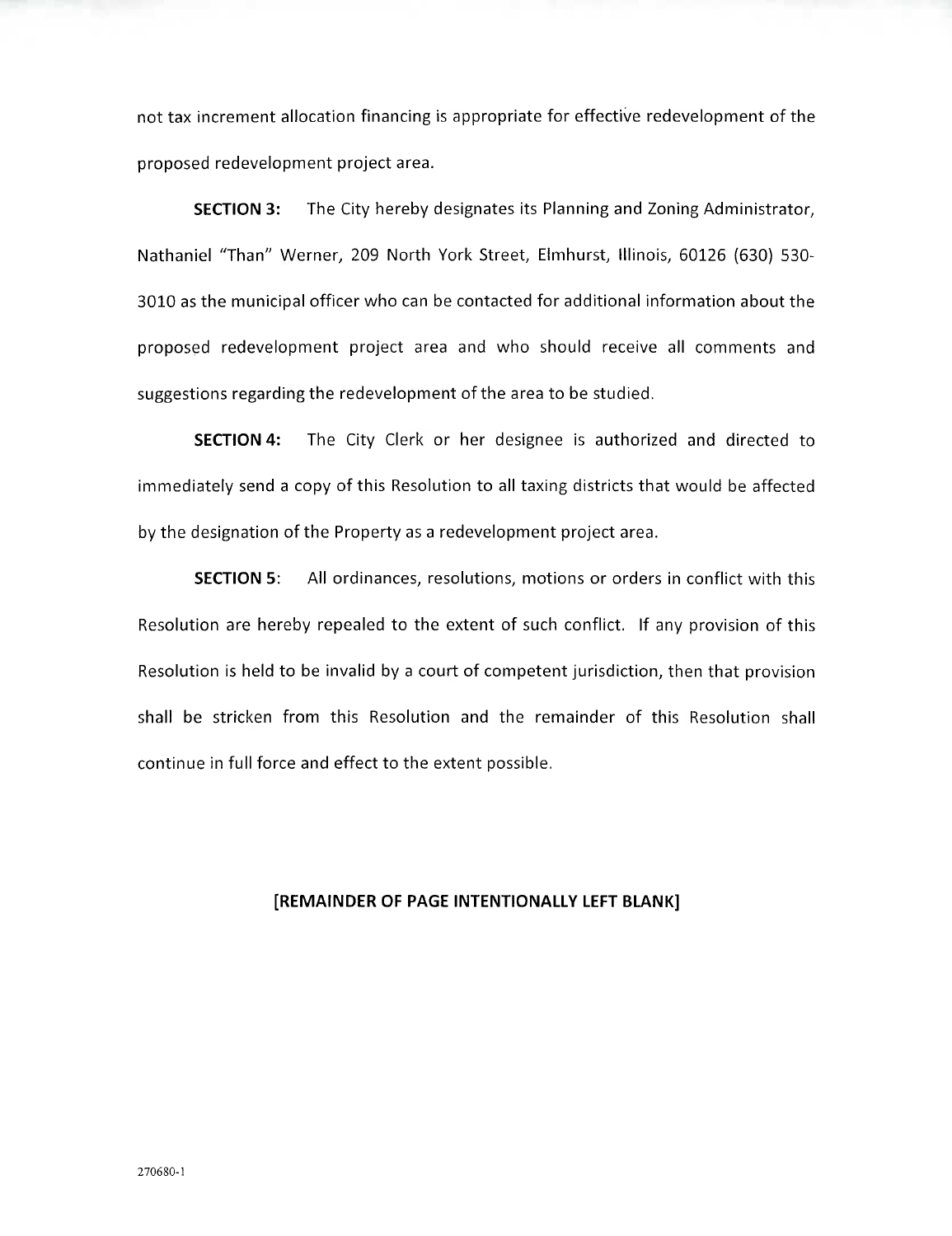not tax increment allocation financing is appropriate for effective redevelopment of the proposed redevelopment project area.

**SECTION 3:** The City hereby designates its Planning and Zoning Administrator, Nathaniel "Than" Werner, 209 North York Street, Elmhurst, Illinois, 60126 (630) 530-3010 as the municipal officer who can be contacted for additional information about the proposed redevelopment project area and who should receive all comments and suggestions regarding the redevelopment of the area to be studied.

**SECTION 4:** The City Clerk or her designee is authorized and directed to immediately send a copy of this Resolution to all taxing districts that would be affected by the designation of the Property as a redevelopment project area.

**SECTION 5**: All ordinances, resolutions, motions or orders in conflict with this Resolution are hereby repealed to the extent of such conflict. If any provision of this Resolution is held to be invalid by a court of competent jurisdiction, then that provision shall be stricken from this Resolution and the remainder of this Resolution shall continue in full force and effect to the extent possible.

**[REMAINDER OF PAGE INTENTIONALLY LEFT BLANK]**

270680-1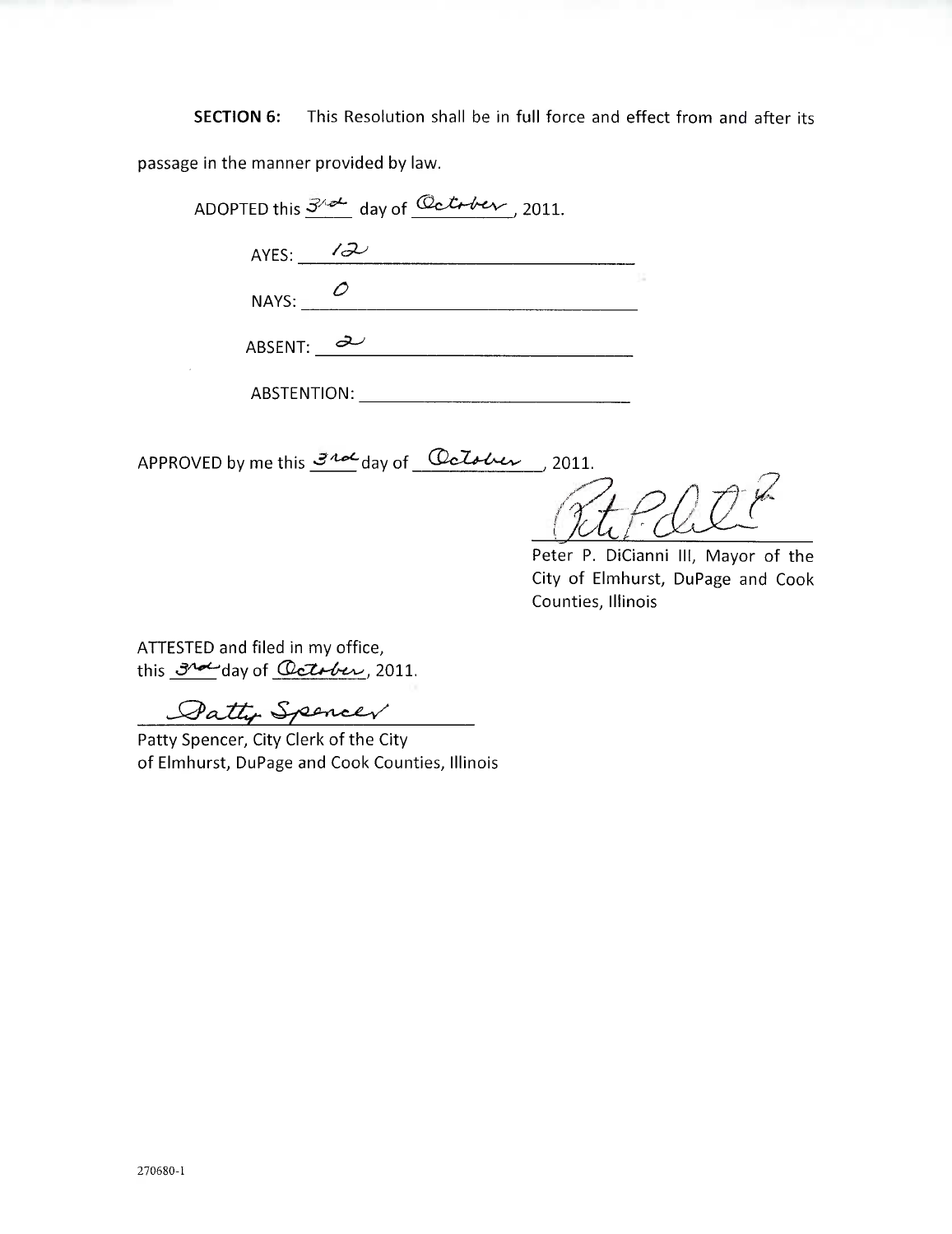**SECTION 6:** This Resolution shall be in full force and effect from and after its passage in the manner provided by law.

ADOPTED this 3rd day of October, 2011.

AYES: 12

NAYS: 0

ABSENT: 2

ABSTENTION: ______

APPROVED by me this 3rd day of October, 2011.

Peter P. DiCianni III, Mayor of the City of Elmhurst, DuPage and Cook Counties, Illinois

ATTESTED and filed in my office, this 3rd day of October, 2011.

Patty Spencer

Patty Spencer, City Clerk of the City of Elmhurst, DuPage and Cook Counties, Illinois

270680-1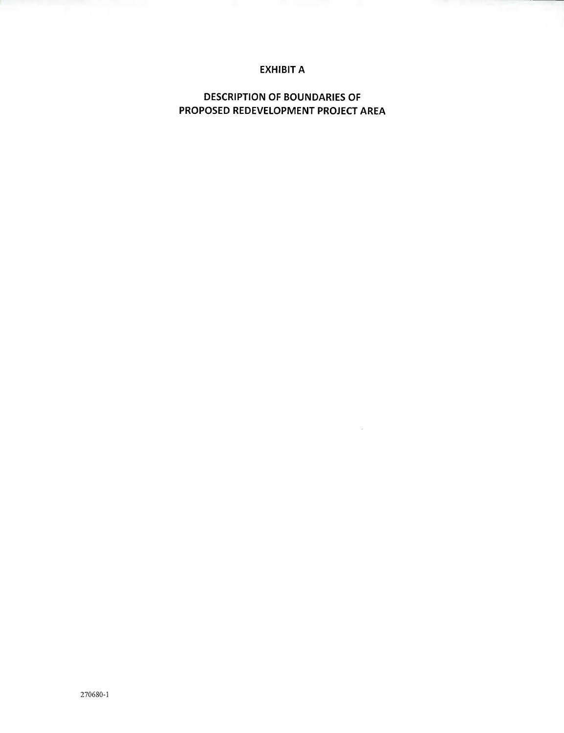## EXHIBIT A

## DESCRIPTION OF BOUNDARIES OF PROPOSED REDEVELOPMENT PROJECT AREA

270680-1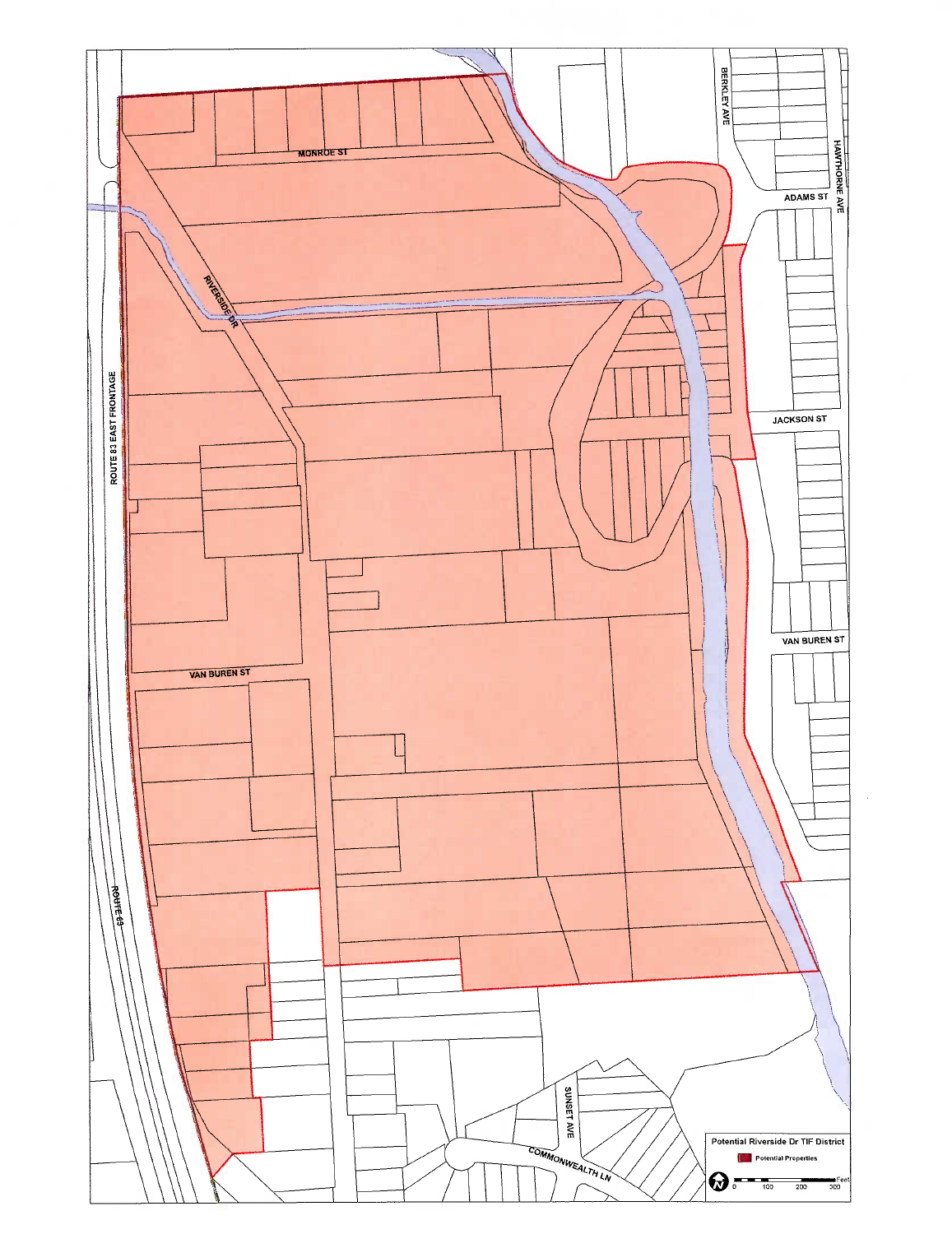MONROE ST

BERKLEY AVE

HAWTHORNE AVE

ADAMS ST

RIVERSIDE DR

ROUTE 83 EAST FRONTAGE

JACKSON ST

VAN BUREN ST

VAN BUREN ST

ROUTE 83

SUNSET AVE

COMMONWEALTH LN

**Potential Riverside Dr TIF District**

Potential Properties

0 100 200 300 Feet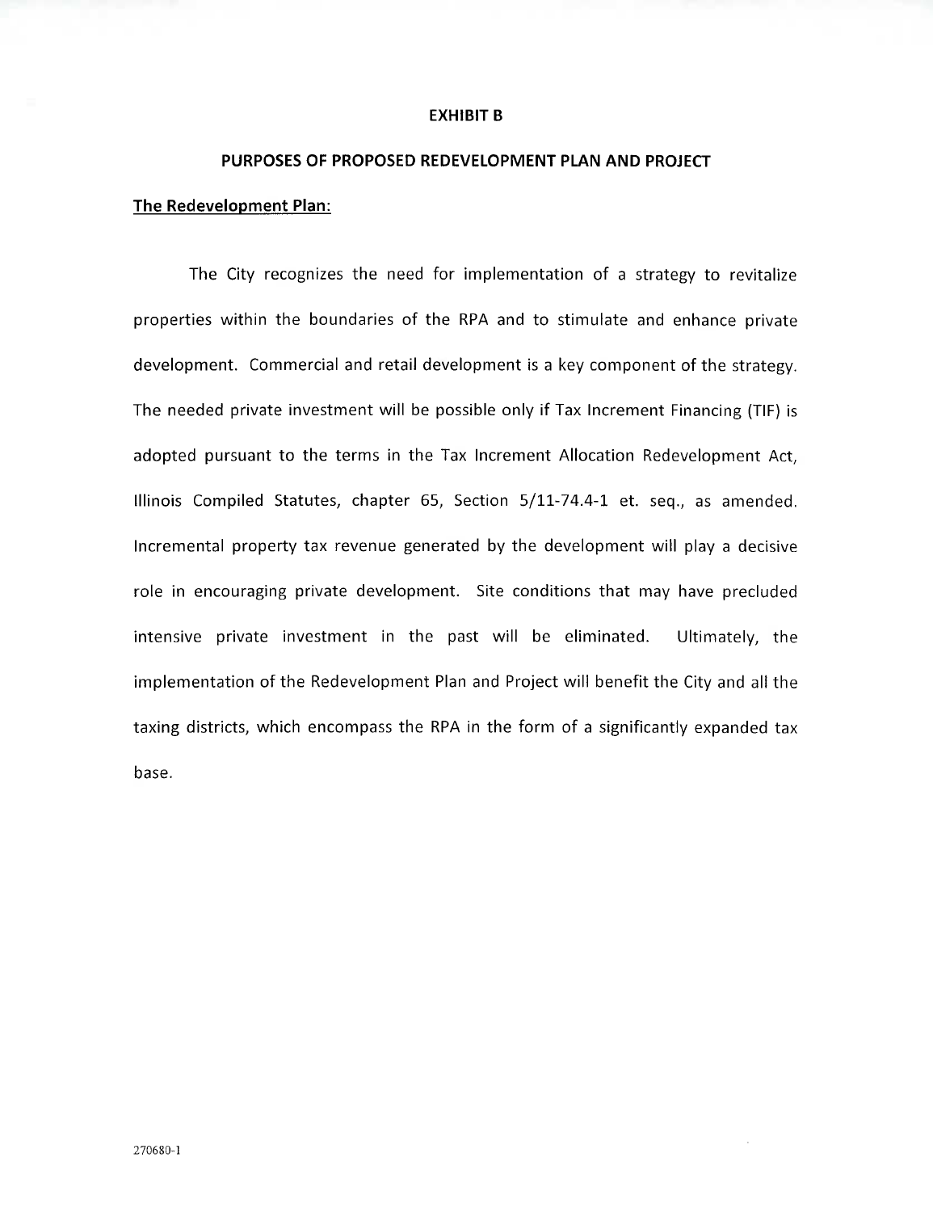# EXHIBIT B

## PURPOSES OF PROPOSED REDEVELOPMENT PLAN AND PROJECT

**The Redevelopment Plan:**

The City recognizes the need for implementation of a strategy to revitalize properties within the boundaries of the RPA and to stimulate and enhance private development. Commercial and retail development is a key component of the strategy. The needed private investment will be possible only if Tax Increment Financing (TIF) is adopted pursuant to the terms in the Tax Increment Allocation Redevelopment Act, Illinois Compiled Statutes, chapter 65, Section 5/11-74.4-1 et. seq., as amended. Incremental property tax revenue generated by the development will play a decisive role in encouraging private development. Site conditions that may have precluded intensive private investment in the past will be eliminated. Ultimately, the implementation of the Redevelopment Plan and Project will benefit the City and all the taxing districts, which encompass the RPA in the form of a significantly expanded tax base.

270680-1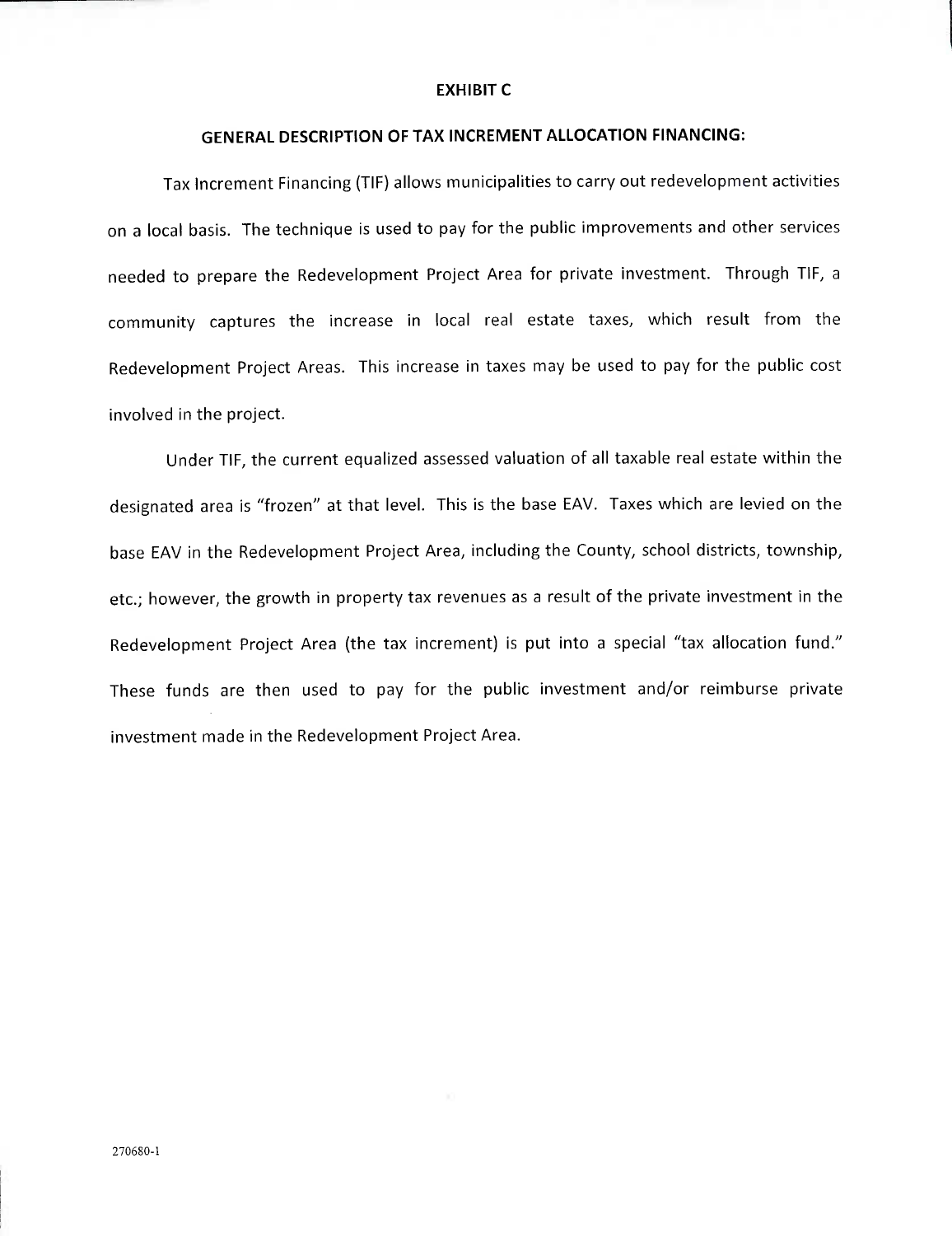# EXHIBIT C

## GENERAL DESCRIPTION OF TAX INCREMENT ALLOCATION FINANCING:

Tax Increment Financing (TIF) allows municipalities to carry out redevelopment activities on a local basis. The technique is used to pay for the public improvements and other services needed to prepare the Redevelopment Project Area for private investment. Through TIF, a community captures the increase in local real estate taxes, which result from the Redevelopment Project Areas. This increase in taxes may be used to pay for the public cost involved in the project.

Under TIF, the current equalized assessed valuation of all taxable real estate within the designated area is "frozen" at that level. This is the base EAV. Taxes which are levied on the base EAV in the Redevelopment Project Area, including the County, school districts, township, etc.; however, the growth in property tax revenues as a result of the private investment in the Redevelopment Project Area (the tax increment) is put into a special "tax allocation fund." These funds are then used to pay for the public investment and/or reimburse private investment made in the Redevelopment Project Area.

270680-1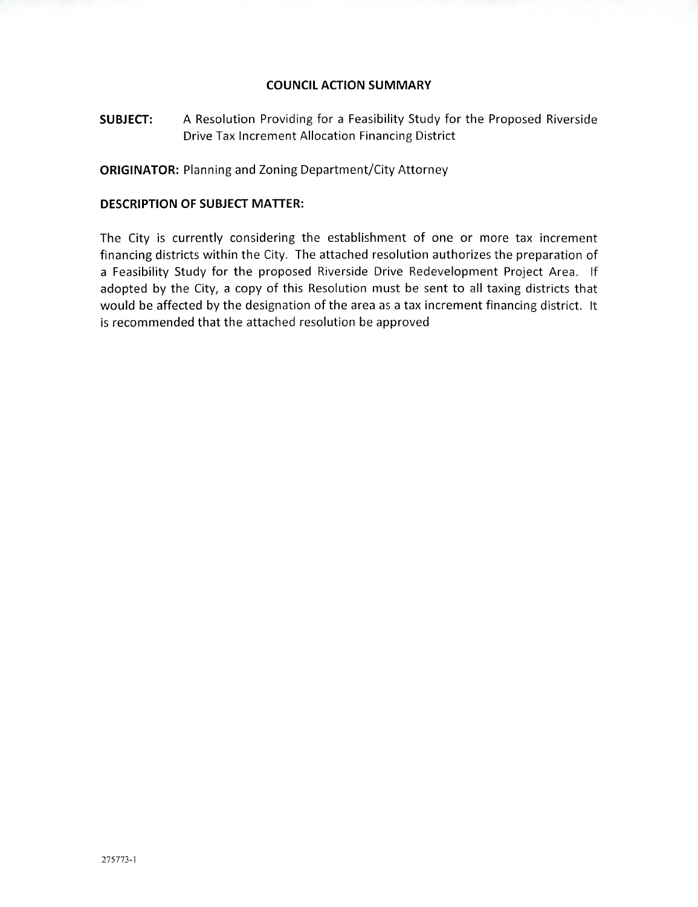## COUNCIL ACTION SUMMARY

**SUBJECT:** A Resolution Providing for a Feasibility Study for the Proposed Riverside Drive Tax Increment Allocation Financing District

**ORIGINATOR:** Planning and Zoning Department/City Attorney

**DESCRIPTION OF SUBJECT MATTER:**

The City is currently considering the establishment of one or more tax increment financing districts within the City. The attached resolution authorizes the preparation of a Feasibility Study for the proposed Riverside Drive Redevelopment Project Area. If adopted by the City, a copy of this Resolution must be sent to all taxing districts that would be affected by the designation of the area as a tax increment financing district. It is recommended that the attached resolution be approved

275773-1